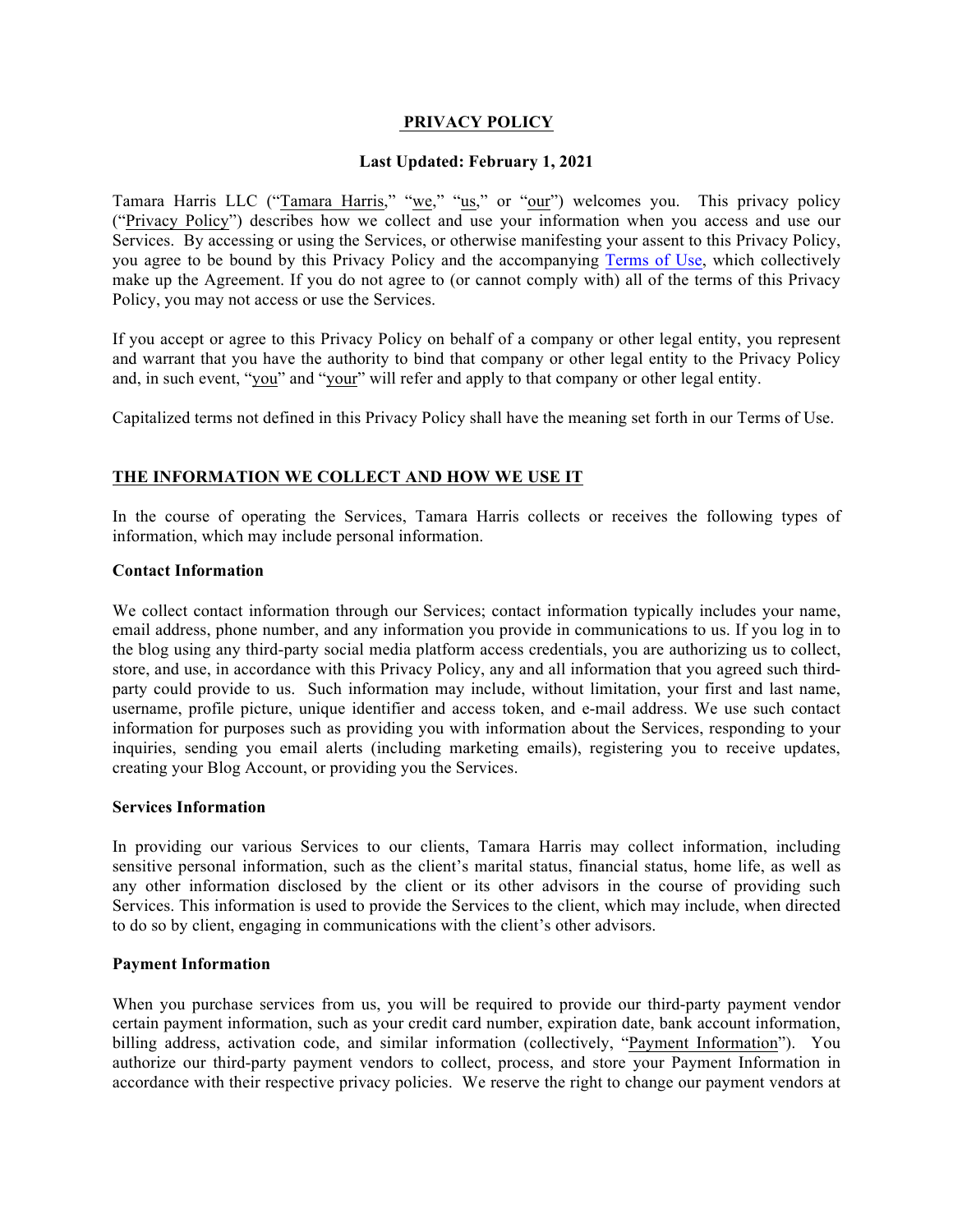# PRIVACY POLICY

**Last Updated: February 1, 2021**

Tamara Harris LLC ("Tamara Harris," "we," "us," or "our") welcomes you. This privacy policy ("Privacy Policy") describes how we collect and use your information when you access and use our Services. By accessing or using the Services, or otherwise manifesting your assent to this Privacy Policy, you agree to be bound by this Privacy Policy and the accompanying Terms of Use, which collectively make up the Agreement. If you do not agree to (or cannot comply with) all of the terms of this Privacy Policy, you may not access or use the Services.

If you accept or agree to this Privacy Policy on behalf of a company or other legal entity, you represent and warrant that you have the authority to bind that company or other legal entity to the Privacy Policy and, in such event, "you" and "your" will refer and apply to that company or other legal entity.

Capitalized terms not defined in this Privacy Policy shall have the meaning set forth in our Terms of Use.

## THE INFORMATION WE COLLECT AND HOW WE USE IT

In the course of operating the Services, Tamara Harris collects or receives the following types of information, which may include personal information.

### Contact Information

We collect contact information through our Services; contact information typically includes your name, email address, phone number, and any information you provide in communications to us. If you log in to the blog using any third-party social media platform access credentials, you are authorizing us to collect, store, and use, in accordance with this Privacy Policy, any and all information that you agreed such third-party could provide to us. Such information may include, without limitation, your first and last name, username, profile picture, unique identifier and access token, and e-mail address. We use such contact information for purposes such as providing you with information about the Services, responding to your inquiries, sending you email alerts (including marketing emails), registering you to receive updates, creating your Blog Account, or providing you the Services.

### Services Information

In providing our various Services to our clients, Tamara Harris may collect information, including sensitive personal information, such as the client's marital status, financial status, home life, as well as any other information disclosed by the client or its other advisors in the course of providing such Services. This information is used to provide the Services to the client, which may include, when directed to do so by client, engaging in communications with the client's other advisors.

### Payment Information

When you purchase services from us, you will be required to provide our third-party payment vendor certain payment information, such as your credit card number, expiration date, bank account information, billing address, activation code, and similar information (collectively, "Payment Information"). You authorize our third-party payment vendors to collect, process, and store your Payment Information in accordance with their respective privacy policies. We reserve the right to change our payment vendors at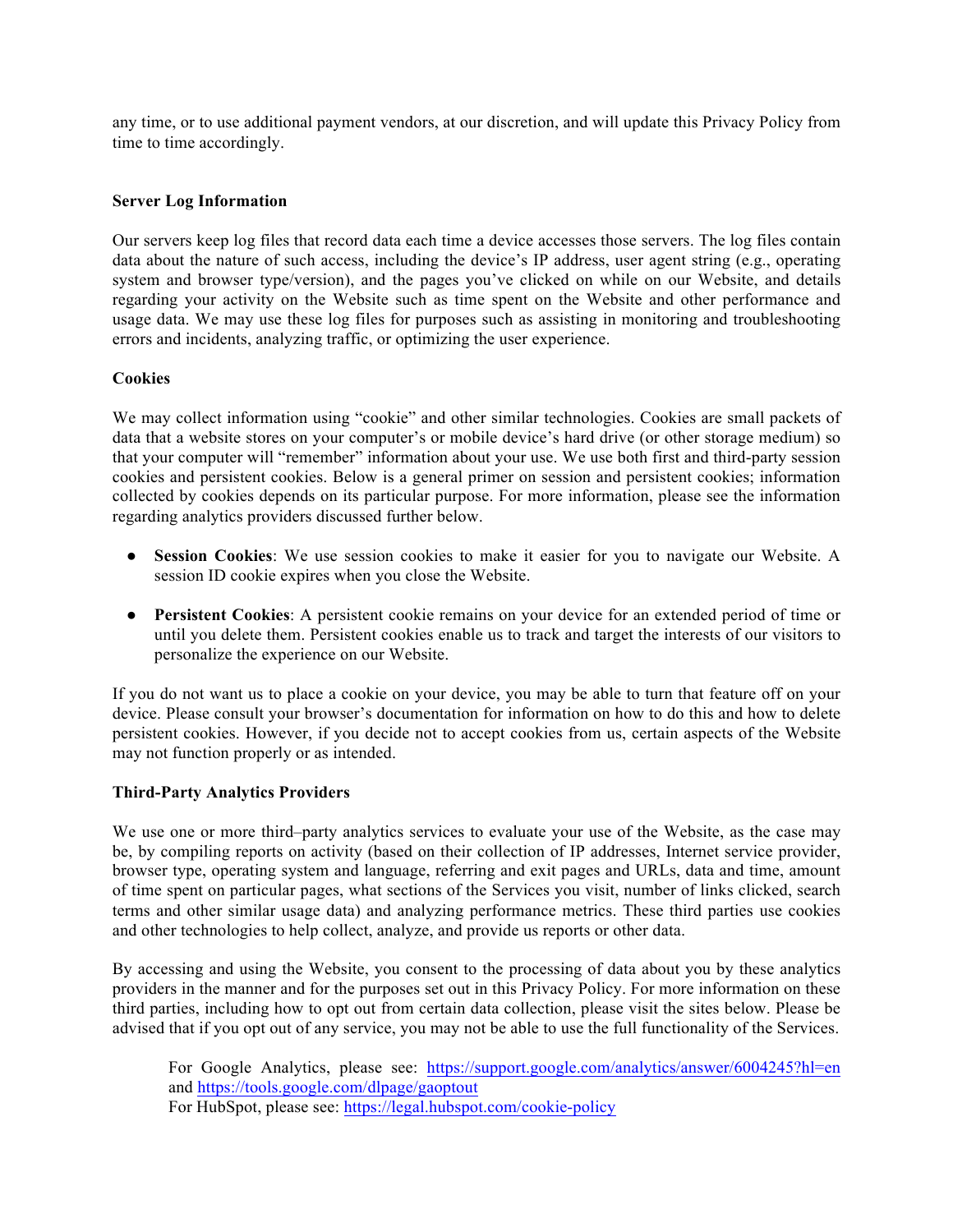any time, or to use additional payment vendors, at our discretion, and will update this Privacy Policy from time to time accordingly.

**Server Log Information**

Our servers keep log files that record data each time a device accesses those servers. The log files contain data about the nature of such access, including the device's IP address, user agent string (e.g., operating system and browser type/version), and the pages you've clicked on while on our Website, and details regarding your activity on the Website such as time spent on the Website and other performance and usage data. We may use these log files for purposes such as assisting in monitoring and troubleshooting errors and incidents, analyzing traffic, or optimizing the user experience.

**Cookies**

We may collect information using "cookie" and other similar technologies. Cookies are small packets of data that a website stores on your computer's or mobile device's hard drive (or other storage medium) so that your computer will "remember" information about your use. We use both first and third-party session cookies and persistent cookies. Below is a general primer on session and persistent cookies; information collected by cookies depends on its particular purpose. For more information, please see the information regarding analytics providers discussed further below.

- **Session Cookies**: We use session cookies to make it easier for you to navigate our Website. A session ID cookie expires when you close the Website.

- **Persistent Cookies**: A persistent cookie remains on your device for an extended period of time or until you delete them. Persistent cookies enable us to track and target the interests of our visitors to personalize the experience on our Website.

If you do not want us to place a cookie on your device, you may be able to turn that feature off on your device. Please consult your browser's documentation for information on how to do this and how to delete persistent cookies. However, if you decide not to accept cookies from us, certain aspects of the Website may not function properly or as intended.

**Third-Party Analytics Providers**

We use one or more third–party analytics services to evaluate your use of the Website, as the case may be, by compiling reports on activity (based on their collection of IP addresses, Internet service provider, browser type, operating system and language, referring and exit pages and URLs, data and time, amount of time spent on particular pages, what sections of the Services you visit, number of links clicked, search terms and other similar usage data) and analyzing performance metrics. These third parties use cookies and other technologies to help collect, analyze, and provide us reports or other data.

By accessing and using the Website, you consent to the processing of data about you by these analytics providers in the manner and for the purposes set out in this Privacy Policy. For more information on these third parties, including how to opt out from certain data collection, please visit the sites below. Please be advised that if you opt out of any service, you may not be able to use the full functionality of the Services.

> For Google Analytics, please see: https://support.google.com/analytics/answer/6004245?hl=en and https://tools.google.com/dlpage/gaoptout
> For HubSpot, please see: https://legal.hubspot.com/cookie-policy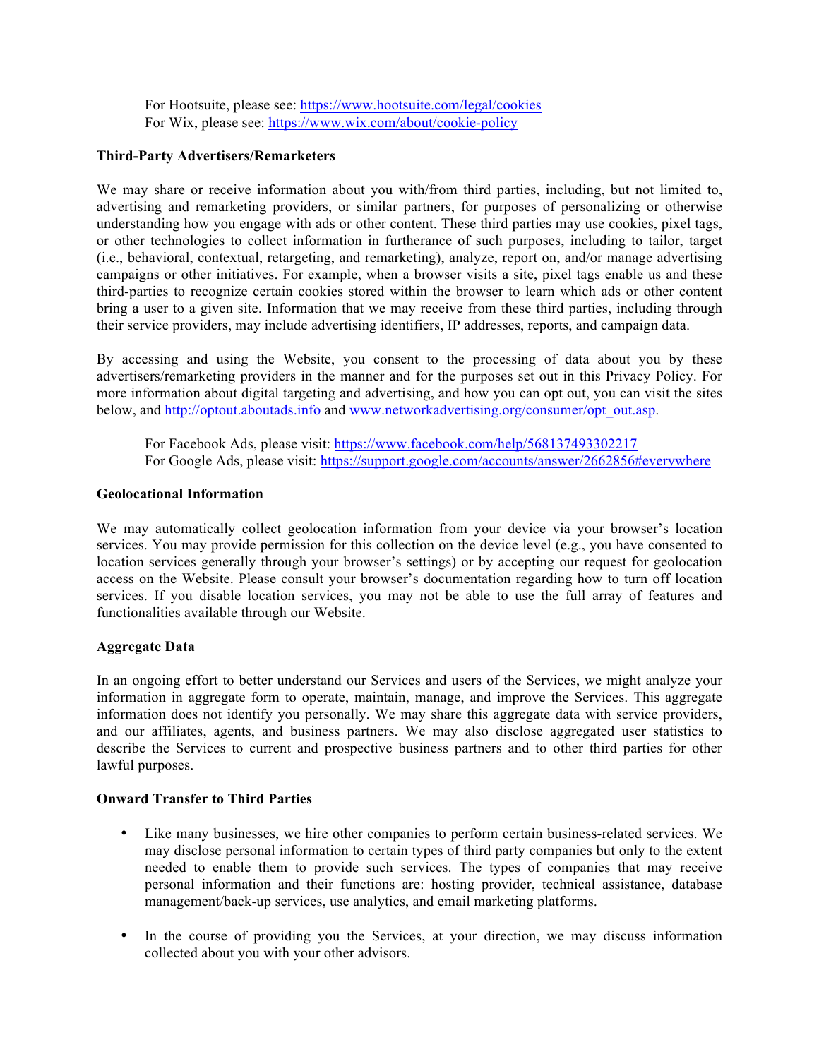For Hootsuite, please see: https://www.hootsuite.com/legal/cookies
For Wix, please see: https://www.wix.com/about/cookie-policy

**Third-Party Advertisers/Remarketers**

We may share or receive information about you with/from third parties, including, but not limited to, advertising and remarketing providers, or similar partners, for purposes of personalizing or otherwise understanding how you engage with ads or other content. These third parties may use cookies, pixel tags, or other technologies to collect information in furtherance of such purposes, including to tailor, target (i.e., behavioral, contextual, retargeting, and remarketing), analyze, report on, and/or manage advertising campaigns or other initiatives. For example, when a browser visits a site, pixel tags enable us and these third-parties to recognize certain cookies stored within the browser to learn which ads or other content bring a user to a given site. Information that we may receive from these third parties, including through their service providers, may include advertising identifiers, IP addresses, reports, and campaign data.

By accessing and using the Website, you consent to the processing of data about you by these advertisers/remarketing providers in the manner and for the purposes set out in this Privacy Policy. For more information about digital targeting and advertising, and how you can opt out, you can visit the sites below, and http://optout.aboutads.info and www.networkadvertising.org/consumer/opt_out.asp.

For Facebook Ads, please visit: https://www.facebook.com/help/568137493302217
For Google Ads, please visit: https://support.google.com/accounts/answer/2662856#everywhere

**Geolocational Information**

We may automatically collect geolocation information from your device via your browser's location services. You may provide permission for this collection on the device level (e.g., you have consented to location services generally through your browser's settings) or by accepting our request for geolocation access on the Website. Please consult your browser's documentation regarding how to turn off location services. If you disable location services, you may not be able to use the full array of features and functionalities available through our Website.

**Aggregate Data**

In an ongoing effort to better understand our Services and users of the Services, we might analyze your information in aggregate form to operate, maintain, manage, and improve the Services. This aggregate information does not identify you personally. We may share this aggregate data with service providers, and our affiliates, agents, and business partners. We may also disclose aggregated user statistics to describe the Services to current and prospective business partners and to other third parties for other lawful purposes.

**Onward Transfer to Third Parties**

- Like many businesses, we hire other companies to perform certain business-related services. We may disclose personal information to certain types of third party companies but only to the extent needed to enable them to provide such services. The types of companies that may receive personal information and their functions are: hosting provider, technical assistance, database management/back-up services, use analytics, and email marketing platforms.

- In the course of providing you the Services, at your direction, we may discuss information collected about you with your other advisors.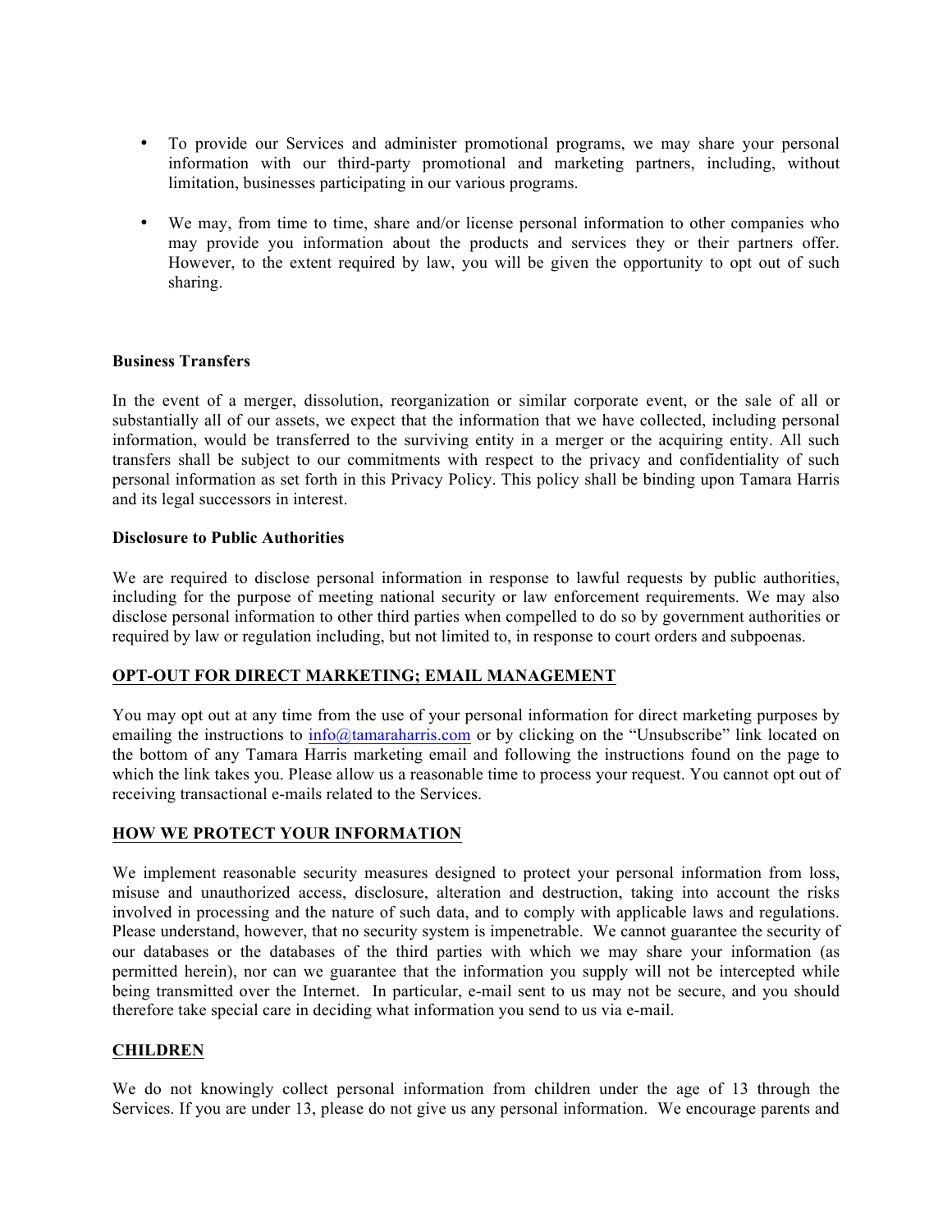- To provide our Services and administer promotional programs, we may share your personal information with our third-party promotional and marketing partners, including, without limitation, businesses participating in our various programs.

- We may, from time to time, share and/or license personal information to other companies who may provide you information about the products and services they or their partners offer. However, to the extent required by law, you will be given the opportunity to opt out of such sharing.

**Business Transfers**

In the event of a merger, dissolution, reorganization or similar corporate event, or the sale of all or substantially all of our assets, we expect that the information that we have collected, including personal information, would be transferred to the surviving entity in a merger or the acquiring entity. All such transfers shall be subject to our commitments with respect to the privacy and confidentiality of such personal information as set forth in this Privacy Policy. This policy shall be binding upon Tamara Harris and its legal successors in interest.

**Disclosure to Public Authorities**

We are required to disclose personal information in response to lawful requests by public authorities, including for the purpose of meeting national security or law enforcement requirements. We may also disclose personal information to other third parties when compelled to do so by government authorities or required by law or regulation including, but not limited to, in response to court orders and subpoenas.

## OPT-OUT FOR DIRECT MARKETING; EMAIL MANAGEMENT

You may opt out at any time from the use of your personal information for direct marketing purposes by emailing the instructions to [info@tamaraharris.com](mailto:info@tamaraharris.com) or by clicking on the "Unsubscribe" link located on the bottom of any Tamara Harris marketing email and following the instructions found on the page to which the link takes you. Please allow us a reasonable time to process your request. You cannot opt out of receiving transactional e-mails related to the Services.

## HOW WE PROTECT YOUR INFORMATION

We implement reasonable security measures designed to protect your personal information from loss, misuse and unauthorized access, disclosure, alteration and destruction, taking into account the risks involved in processing and the nature of such data, and to comply with applicable laws and regulations. Please understand, however, that no security system is impenetrable. We cannot guarantee the security of our databases or the databases of the third parties with which we may share your information (as permitted herein), nor can we guarantee that the information you supply will not be intercepted while being transmitted over the Internet. In particular, e-mail sent to us may not be secure, and you should therefore take special care in deciding what information you send to us via e-mail.

## CHILDREN

We do not knowingly collect personal information from children under the age of 13 through the Services. If you are under 13, please do not give us any personal information. We encourage parents and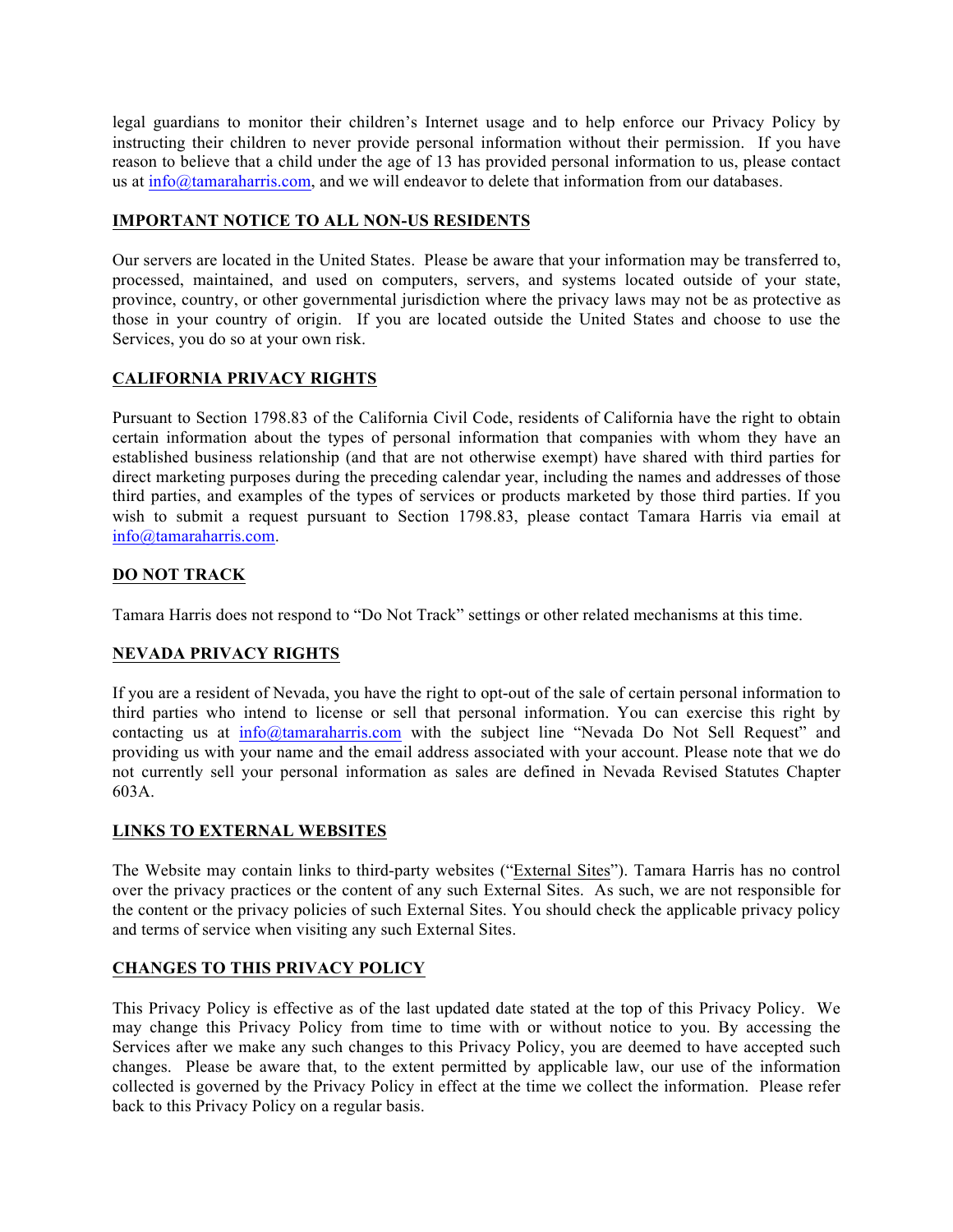legal guardians to monitor their children's Internet usage and to help enforce our Privacy Policy by instructing their children to never provide personal information without their permission. If you have reason to believe that a child under the age of 13 has provided personal information to us, please contact us at info@tamaraharris.com, and we will endeavor to delete that information from our databases.

## IMPORTANT NOTICE TO ALL NON-US RESIDENTS

Our servers are located in the United States. Please be aware that your information may be transferred to, processed, maintained, and used on computers, servers, and systems located outside of your state, province, country, or other governmental jurisdiction where the privacy laws may not be as protective as those in your country of origin. If you are located outside the United States and choose to use the Services, you do so at your own risk.

## CALIFORNIA PRIVACY RIGHTS

Pursuant to Section 1798.83 of the California Civil Code, residents of California have the right to obtain certain information about the types of personal information that companies with whom they have an established business relationship (and that are not otherwise exempt) have shared with third parties for direct marketing purposes during the preceding calendar year, including the names and addresses of those third parties, and examples of the types of services or products marketed by those third parties. If you wish to submit a request pursuant to Section 1798.83, please contact Tamara Harris via email at info@tamaraharris.com.

## DO NOT TRACK

Tamara Harris does not respond to "Do Not Track" settings or other related mechanisms at this time.

## NEVADA PRIVACY RIGHTS

If you are a resident of Nevada, you have the right to opt-out of the sale of certain personal information to third parties who intend to license or sell that personal information. You can exercise this right by contacting us at info@tamaraharris.com with the subject line "Nevada Do Not Sell Request" and providing us with your name and the email address associated with your account. Please note that we do not currently sell your personal information as sales are defined in Nevada Revised Statutes Chapter 603A.

## LINKS TO EXTERNAL WEBSITES

The Website may contain links to third-party websites ("External Sites"). Tamara Harris has no control over the privacy practices or the content of any such External Sites. As such, we are not responsible for the content or the privacy policies of such External Sites. You should check the applicable privacy policy and terms of service when visiting any such External Sites.

## CHANGES TO THIS PRIVACY POLICY

This Privacy Policy is effective as of the last updated date stated at the top of this Privacy Policy. We may change this Privacy Policy from time to time with or without notice to you. By accessing the Services after we make any such changes to this Privacy Policy, you are deemed to have accepted such changes. Please be aware that, to the extent permitted by applicable law, our use of the information collected is governed by the Privacy Policy in effect at the time we collect the information. Please refer back to this Privacy Policy on a regular basis.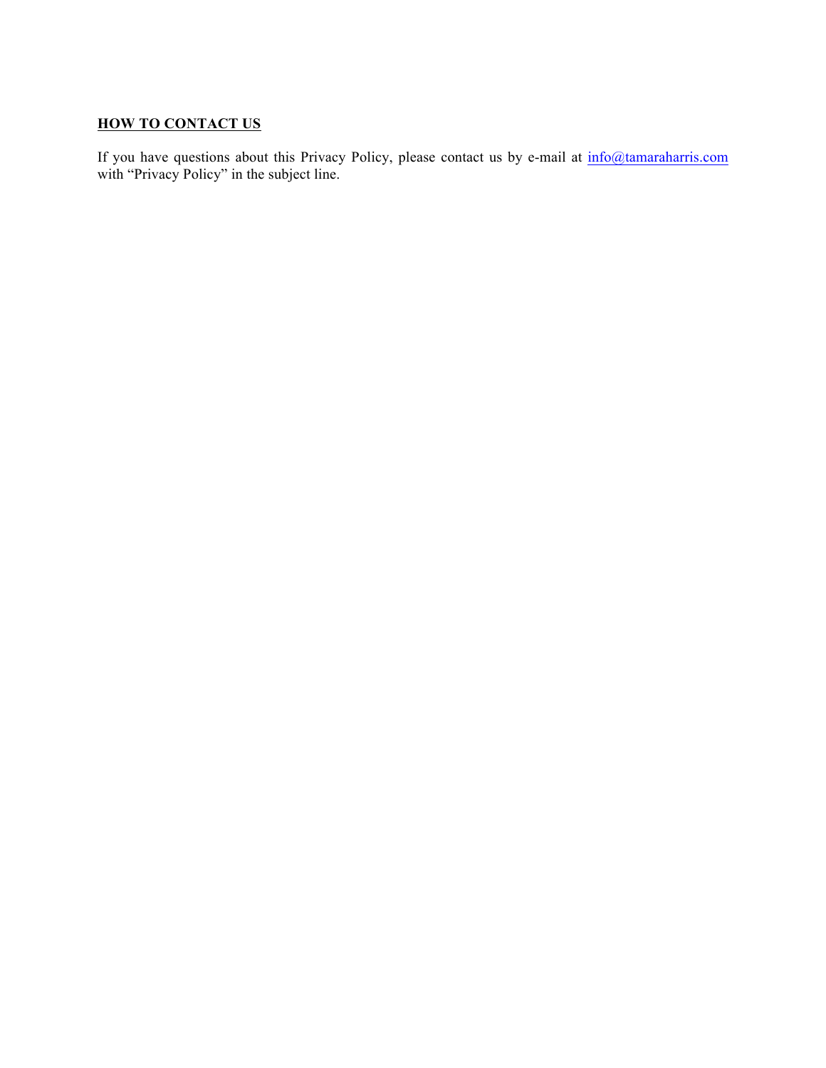## HOW TO CONTACT US

If you have questions about this Privacy Policy, please contact us by e-mail at info@tamaraharris.com with “Privacy Policy” in the subject line.